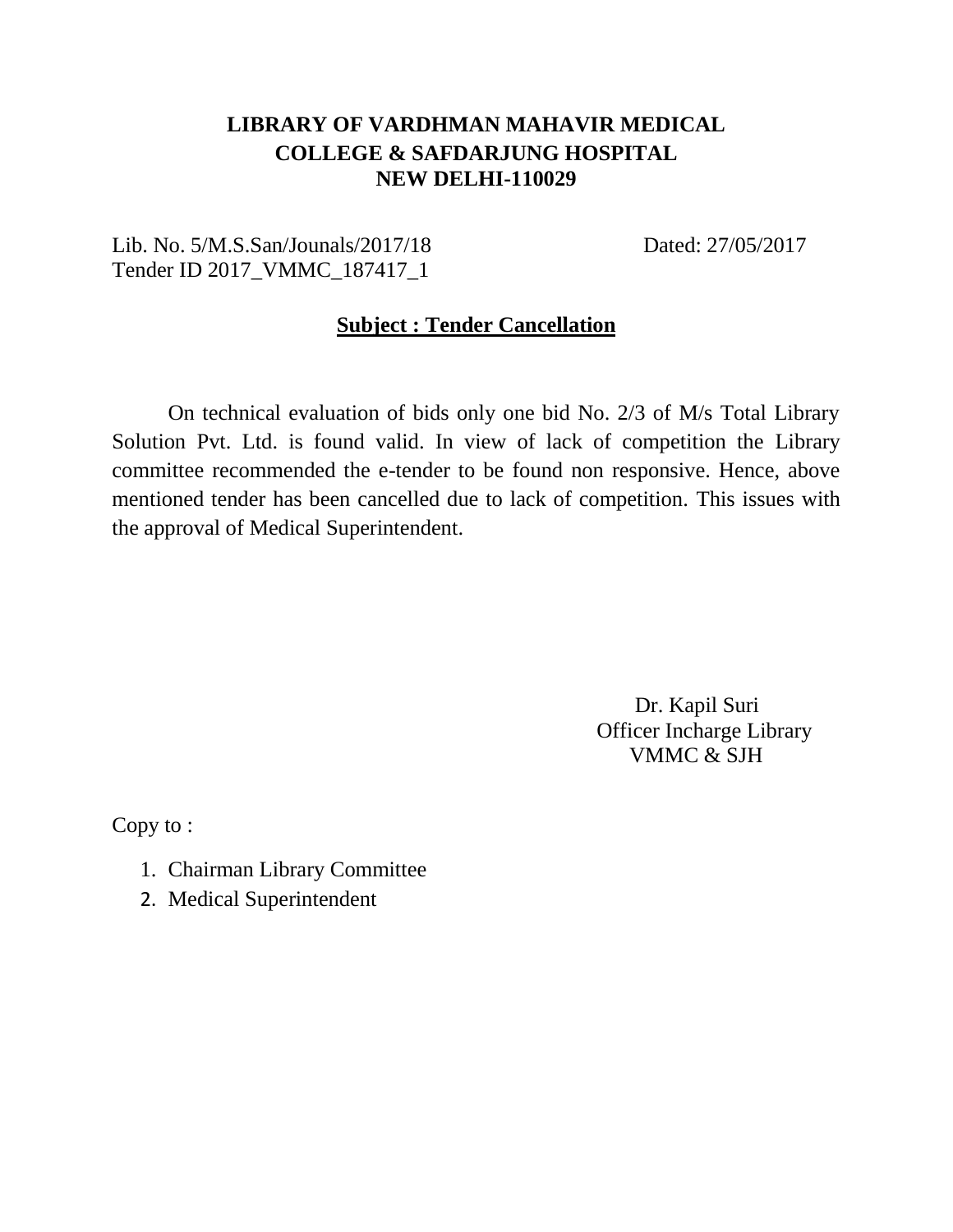# LIBRARY OF VARDHMAN MAHAVIR MEDICAL COLLEGE & SAFDARJUNG HOSPITAL NEW DELHI-110029

Lib. No. 5/M.S.San/Jounals/2017/18 Dated: 27/05/2017
Tender ID 2017_VMMC_187417_1

**Subject : Tender Cancellation**

On technical evaluation of bids only one bid No. 2/3 of M/s Total Library Solution Pvt. Ltd. is found valid. In view of lack of competition the Library committee recommended the e-tender to be found non responsive. Hence, above mentioned tender has been cancelled due to lack of competition. This issues with the approval of Medical Superintendent.

Dr. Kapil Suri
Officer Incharge Library
VMMC & SJH

Copy to :

1. Chairman Library Committee
2. Medical Superintendent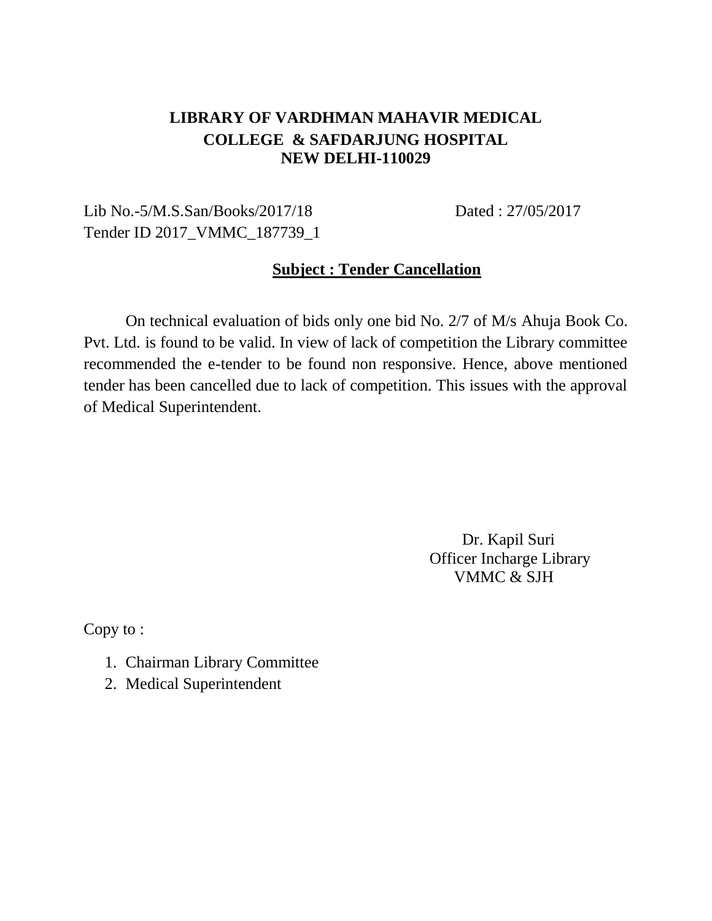**LIBRARY OF VARDHMAN MAHAVIR MEDICAL COLLEGE & SAFDARJUNG HOSPITAL NEW DELHI-110029**

Lib No.-5/M.S.San/Books/2017/18 Dated : 27/05/2017
Tender ID 2017_VMMC_187739_1

**Subject : Tender Cancellation**

On technical evaluation of bids only one bid No. 2/7 of M/s Ahuja Book Co. Pvt. Ltd. is found to be valid. In view of lack of competition the Library committee recommended the e-tender to be found non responsive. Hence, above mentioned tender has been cancelled due to lack of competition. This issues with the approval of Medical Superintendent.

Dr. Kapil Suri
Officer Incharge Library
VMMC & SJH

Copy to :

1. Chairman Library Committee
2. Medical Superintendent